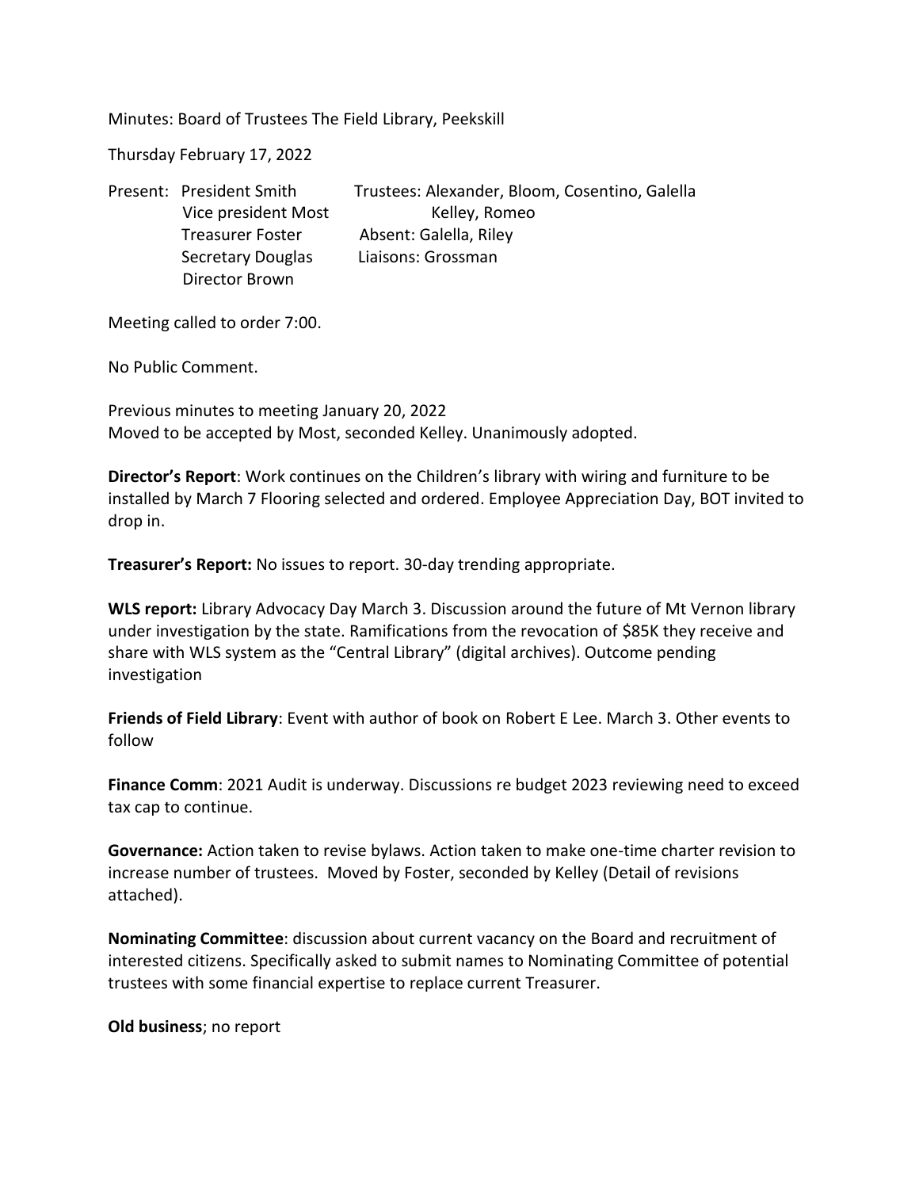Minutes: Board of Trustees The Field Library, Peekskill

Thursday February 17, 2022

Present: President Smith
Vice president Most
Treasurer Foster
Secretary Douglas
Director Brown

Trustees: Alexander, Bloom, Cosentino, Galella
Kelley, Romeo
Absent: Galella, Riley
Liaisons: Grossman

Meeting called to order 7:00.

No Public Comment.

Previous minutes to meeting January 20, 2022
Moved to be accepted by Most, seconded Kelley. Unanimously adopted.

**Director's Report**: Work continues on the Children's library with wiring and furniture to be installed by March 7 Flooring selected and ordered. Employee Appreciation Day, BOT invited to drop in.

**Treasurer's Report:** No issues to report. 30-day trending appropriate.

**WLS report:** Library Advocacy Day March 3. Discussion around the future of Mt Vernon library under investigation by the state. Ramifications from the revocation of $85K they receive and share with WLS system as the "Central Library" (digital archives). Outcome pending investigation

**Friends of Field Library**: Event with author of book on Robert E Lee. March 3. Other events to follow

**Finance Comm**: 2021 Audit is underway. Discussions re budget 2023 reviewing need to exceed tax cap to continue.

**Governance:** Action taken to revise bylaws. Action taken to make one-time charter revision to increase number of trustees. Moved by Foster, seconded by Kelley (Detail of revisions attached).

**Nominating Committee**: discussion about current vacancy on the Board and recruitment of interested citizens. Specifically asked to submit names to Nominating Committee of potential trustees with some financial expertise to replace current Treasurer.

**Old business**; no report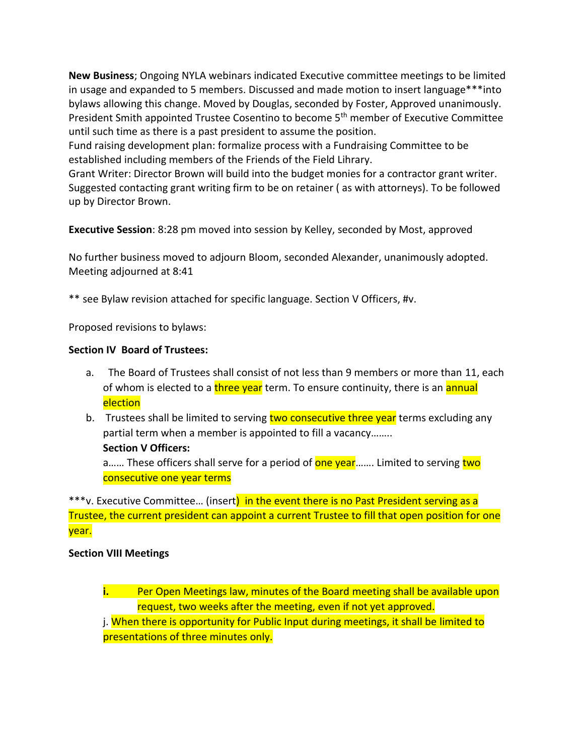**New Business**; Ongoing NYLA webinars indicated Executive committee meetings to be limited in usage and expanded to 5 members. Discussed and made motion to insert language***into bylaws allowing this change. Moved by Douglas, seconded by Foster, Approved unanimously. President Smith appointed Trustee Cosentino to become 5th member of Executive Committee until such time as there is a past president to assume the position.
Fund raising development plan: formalize process with a Fundraising Committee to be established including members of the Friends of the Field Library.
Grant Writer: Director Brown will build into the budget monies for a contractor grant writer. Suggested contacting grant writing firm to be on retainer ( as with attorneys). To be followed up by Director Brown.

**Executive Session**: 8:28 pm moved into session by Kelley, seconded by Most, approved

No further business moved to adjourn Bloom, seconded Alexander, unanimously adopted. Meeting adjourned at 8:41

** see Bylaw revision attached for specific language. Section V Officers, #v.

Proposed revisions to bylaws:

**Section IV Board of Trustees:**

a. The Board of Trustees shall consist of not less than 9 members or more than 11, each of whom is elected to a three year term. To ensure continuity, there is an annual election

b. Trustees shall be limited to serving two consecutive three year terms excluding any partial term when a member is appointed to fill a vacancy……..

   **Section V Officers:**

   a…… These officers shall serve for a period of one year……. Limited to serving two consecutive one year terms

***v. Executive Committee… (insert) in the event there is no Past President serving as a Trustee, the current president can appoint a current Trustee to fill that open position for one year.

**Section VIII Meetings**

**i.** Per Open Meetings law, minutes of the Board meeting shall be available upon request, two weeks after the meeting, even if not yet approved.

j. When there is opportunity for Public Input during meetings, it shall be limited to presentations of three minutes only.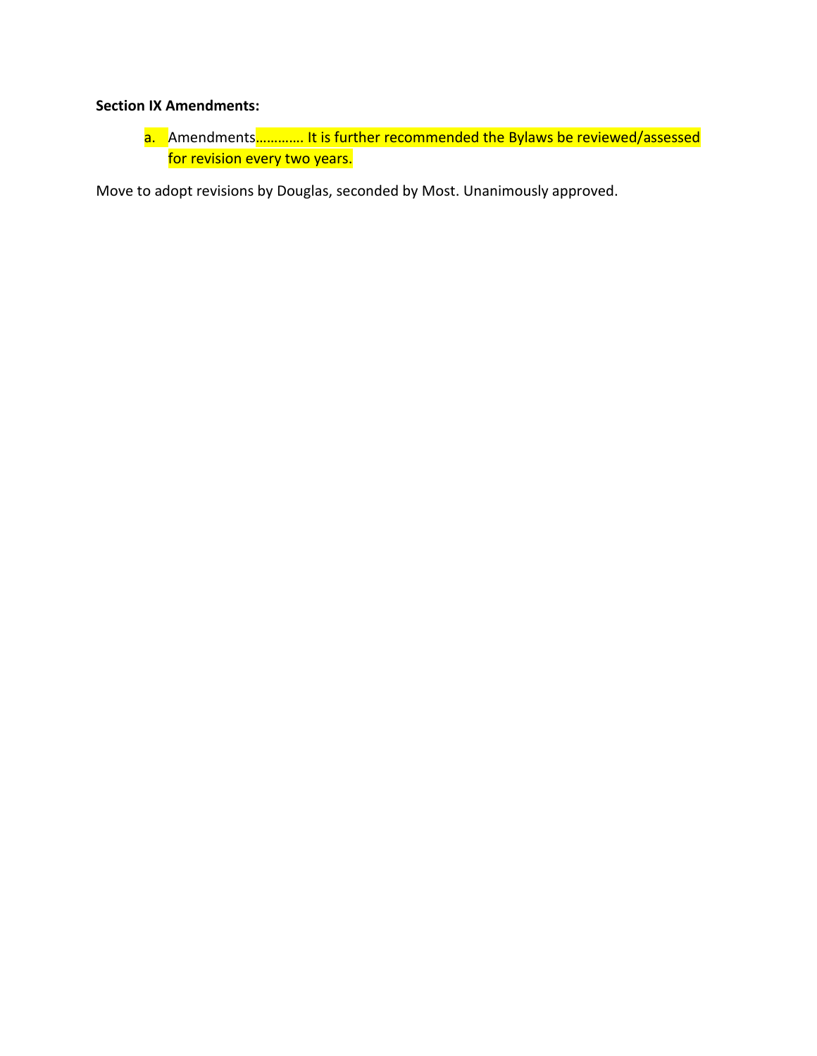**Section IX Amendments:**

a. Amendments………… It is further recommended the Bylaws be reviewed/assessed for revision every two years.

Move to adopt revisions by Douglas, seconded by Most. Unanimously approved.